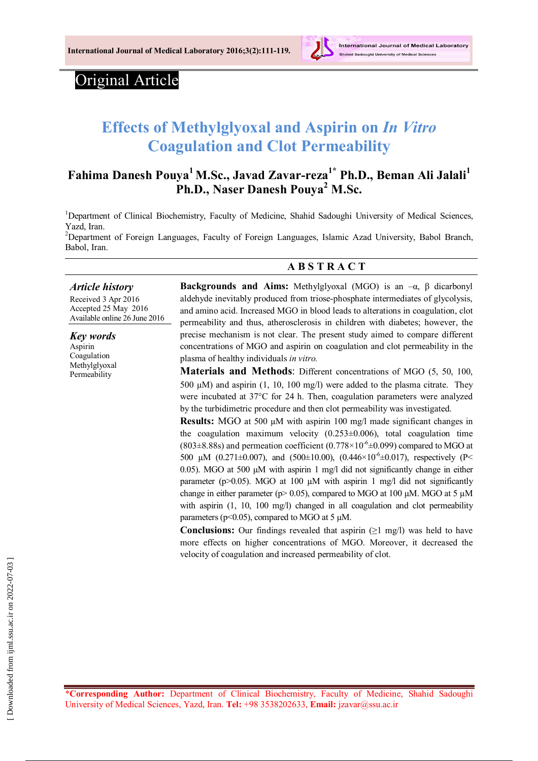Original Article

# Effects of Methylglyoxal and Aspirin on *In Vitro* Coagulation and Clot Permeability

**Fahima Danesh Pouya[1] M.Sc., Javad Zavar-reza[1*] Ph.D., Beman Ali Jalali[1] Ph.D., Naser Danesh Pouya[2] M.Sc.**

[1]Department of Clinical Biochemistry, Faculty of Medicine, Shahid Sadoughi University of Medical Sciences, Yazd, Iran.
[2]Department of Foreign Languages, Faculty of Foreign Languages, Islamic Azad University, Babol Branch, Babol, Iran.

## ABSTRACT

***Article history***
Received 3 Apr 2016
Accepted 25 May 2016
Available online 26 June 2016

***Key words***
Aspirin
Coagulation
Methylglyoxal
Permeability

**Backgrounds and Aims:** Methylglyoxal (MGO) is an –α, β dicarbonyl aldehyde inevitably produced from triose-phosphate intermediates of glycolysis, and amino acid. Increased MGO in blood leads to alterations in coagulation, clot permeability and thus, atherosclerosis in children with diabetes; however, the precise mechanism is not clear. The present study aimed to compare different concentrations of MGO and aspirin on coagulation and clot permeability in the plasma of healthy individuals *in vitro.*

**Materials and Methods**: Different concentrations of MGO (5, 50, 100, 500 µM) and aspirin (1, 10, 100 mg/l) were added to the plasma citrate. They were incubated at 37°C for 24 h. Then, coagulation parameters were analyzed by the turbidimetric procedure and then clot permeability was investigated.

**Results:** MGO at 500 µM with aspirin 100 mg/l made significant changes in the coagulation maximum velocity (0.253±0.006), total coagulation time (803±8.88s) and permeation coefficient ($0.778\times10^{-6}\pm0.099$) compared to MGO at 500 µM (0.271±0.007), and (500±10.00), ($0.446\times10^{-6}\pm0.017$), respectively ($P< 0.05$). MGO at 500 µM with aspirin 1 mg/l did not significantly change in either parameter ($p>0.05$). MGO at 100 µM with aspirin 1 mg/l did not significantly change in either parameter ($p> 0.05$), compared to MGO at 100 µM. MGO at 5 µM with aspirin (1, 10, 100 mg/l) changed in all coagulation and clot permeability parameters ($p<0.05$), compared to MGO at 5 µM.

**Conclusions:** Our findings revealed that aspirin (≥1 mg/l) was held to have more effects on higher concentrations of MGO. Moreover, it decreased the velocity of coagulation and increased permeability of clot.

*__Corresponding Author:__ Department of Clinical Biochemistry, Faculty of Medicine, Shahid Sadoughi University of Medical Sciences, Yazd, Iran. **Tel:** +98 3538202633, **Email:** jzavar@ssu.ac.ir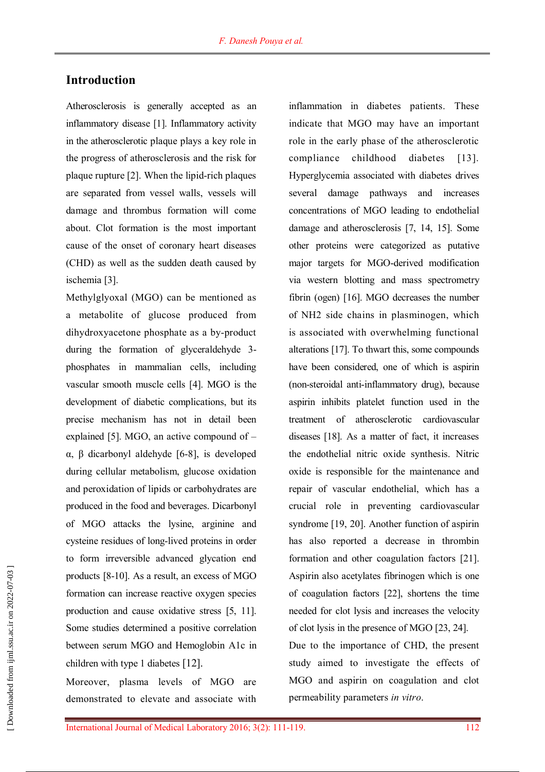## Introduction

Atherosclerosis is generally accepted as an inflammatory disease [1]. Inflammatory activity in the atherosclerotic plaque plays a key role in the progress of atherosclerosis and the risk for plaque rupture [2]. When the lipid-rich plaques are separated from vessel walls, vessels will damage and thrombus formation will come about. Clot formation is the most important cause of the onset of coronary heart diseases (CHD) as well as the sudden death caused by ischemia [3].

Methylglyoxal (MGO) can be mentioned as a metabolite of glucose produced from dihydroxyacetone phosphate as a by-product during the formation of glyceraldehyde 3-phosphates in mammalian cells, including vascular smooth muscle cells [4]. MGO is the development of diabetic complications, but its precise mechanism has not in detail been explained [5]. MGO, an active compound of –α, β dicarbonyl aldehyde [6-8], is developed during cellular metabolism, glucose oxidation and peroxidation of lipids or carbohydrates are produced in the food and beverages. Dicarbonyl of MGO attacks the lysine, arginine and cysteine residues of long-lived proteins in order to form irreversible advanced glycation end products [8-10]. As a result, an excess of MGO formation can increase reactive oxygen species production and cause oxidative stress [5, 11]. Some studies determined a positive correlation between serum MGO and Hemoglobin A1c in children with type 1 diabetes [12].

Moreover, plasma levels of MGO are demonstrated to elevate and associate with inflammation in diabetes patients. These indicate that MGO may have an important role in the early phase of the atherosclerotic compliance childhood diabetes [13]. Hyperglycemia associated with diabetes drives several damage pathways and increases concentrations of MGO leading to endothelial damage and atherosclerosis [7, 14, 15]. Some other proteins were categorized as putative major targets for MGO-derived modification via western blotting and mass spectrometry fibrin (ogen) [16]. MGO decreases the number of NH2 side chains in plasminogen, which is associated with overwhelming functional alterations [17]. To thwart this, some compounds have been considered, one of which is aspirin (non-steroidal anti-inflammatory drug), because aspirin inhibits platelet function used in the treatment of atherosclerotic cardiovascular diseases [18]. As a matter of fact, it increases the endothelial nitric oxide synthesis. Nitric oxide is responsible for the maintenance and repair of vascular endothelial, which has a crucial role in preventing cardiovascular syndrome [19, 20]. Another function of aspirin has also reported a decrease in thrombin formation and other coagulation factors [21]. Aspirin also acetylates fibrinogen which is one of coagulation factors [22], shortens the time needed for clot lysis and increases the velocity of clot lysis in the presence of MGO [23, 24].

Due to the importance of CHD, the present study aimed to investigate the effects of MGO and aspirin on coagulation and clot permeability parameters *in vitro*.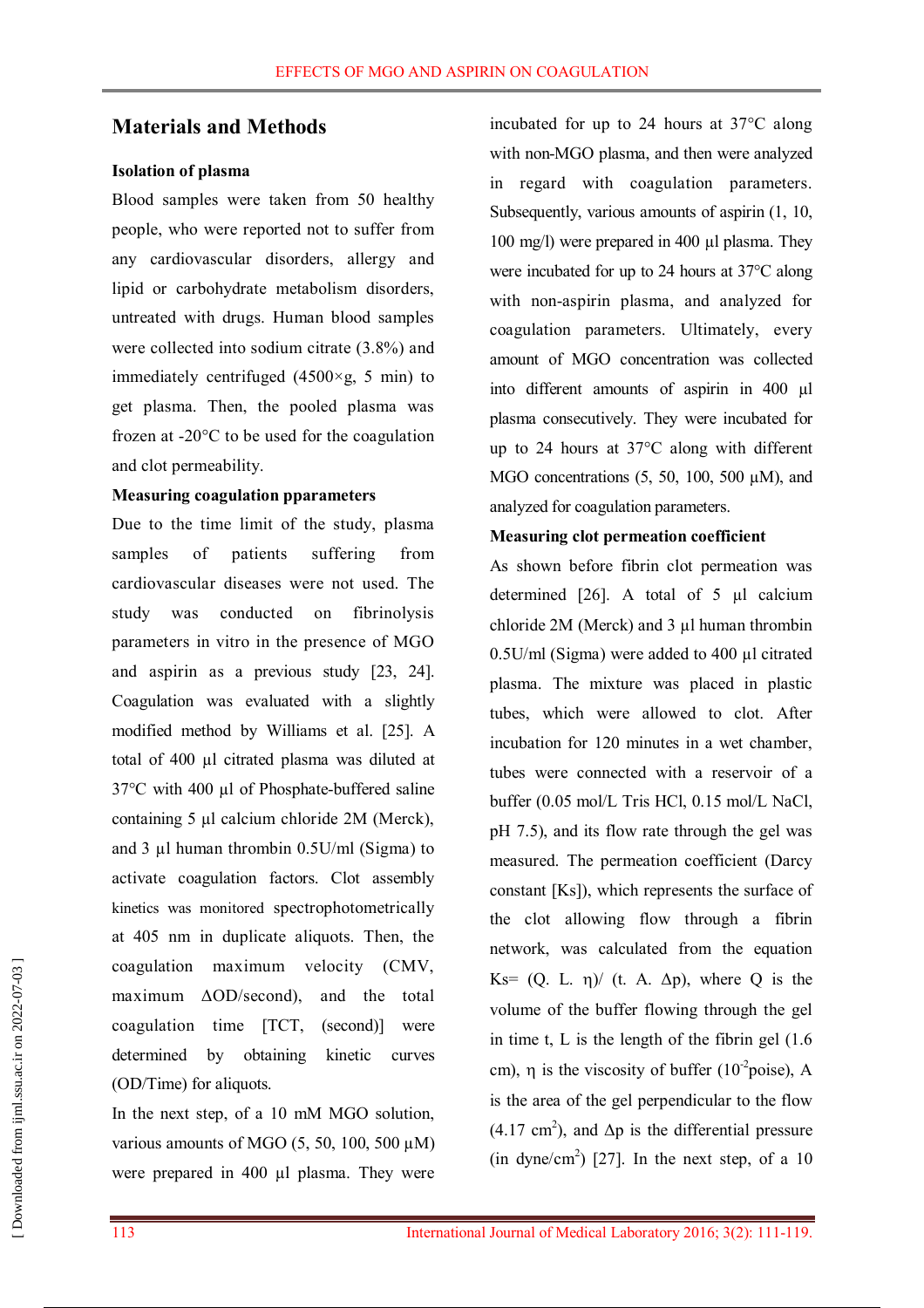## Materials and Methods

### Isolation of plasma

Blood samples were taken from 50 healthy people, who were reported not to suffer from any cardiovascular disorders, allergy and lipid or carbohydrate metabolism disorders, untreated with drugs. Human blood samples were collected into sodium citrate (3.8%) and immediately centrifuged (4500×g, 5 min) to get plasma. Then, the pooled plasma was frozen at -20°C to be used for the coagulation and clot permeability.

### Measuring coagulation pparameters

Due to the time limit of the study, plasma samples of patients suffering from cardiovascular diseases were not used. The study was conducted on fibrinolysis parameters in vitro in the presence of MGO and aspirin as a previous study [23, 24]. Coagulation was evaluated with a slightly modified method by Williams et al. [25]. A total of 400 µl citrated plasma was diluted at 37°C with 400 µl of Phosphate-buffered saline containing 5 µl calcium chloride 2M (Merck), and 3 µl human thrombin 0.5U/ml (Sigma) to activate coagulation factors. Clot assembly kinetics was monitored spectrophotometrically at 405 nm in duplicate aliquots. Then, the coagulation maximum velocity (CMV, maximum ΔOD/second), and the total coagulation time [TCT, (second)] were determined by obtaining kinetic curves (OD/Time) for aliquots.

In the next step, of a 10 mM MGO solution, various amounts of MGO (5, 50, 100, 500 µM) were prepared in 400 µl plasma. They were incubated for up to 24 hours at 37°C along with non-MGO plasma, and then were analyzed in regard with coagulation parameters. Subsequently, various amounts of aspirin (1, 10, 100 mg/l) were prepared in 400 µl plasma. They were incubated for up to 24 hours at 37°C along with non-aspirin plasma, and analyzed for coagulation parameters. Ultimately, every amount of MGO concentration was collected into different amounts of aspirin in 400 µl plasma consecutively. They were incubated for up to 24 hours at 37°C along with different MGO concentrations (5, 50, 100, 500 µM), and analyzed for coagulation parameters.

### Measuring clot permeation coefficient

As shown before fibrin clot permeation was determined [26]. A total of 5 µl calcium chloride 2M (Merck) and 3 µl human thrombin 0.5U/ml (Sigma) were added to 400 µl citrated plasma. The mixture was placed in plastic tubes, which were allowed to clot. After incubation for 120 minutes in a wet chamber, tubes were connected with a reservoir of a buffer (0.05 mol/L Tris HCl, 0.15 mol/L NaCl, pH 7.5), and its flow rate through the gel was measured. The permeation coefficient (Darcy constant [Ks]), which represents the surface of the clot allowing flow through a fibrin network, was calculated from the equation $Ks= (Q.\ L.\ \eta)/\ (t.\ A.\ \Delta p)$, where Q is the volume of the buffer flowing through the gel in time t, L is the length of the fibrin gel (1.6 cm), η is the viscosity of buffer ($10^{-2}$poise), A is the area of the gel perpendicular to the flow (4.17 $cm^2$), and Δp is the differential pressure (in dyne/$cm^2$) [27]. In the next step, of a 10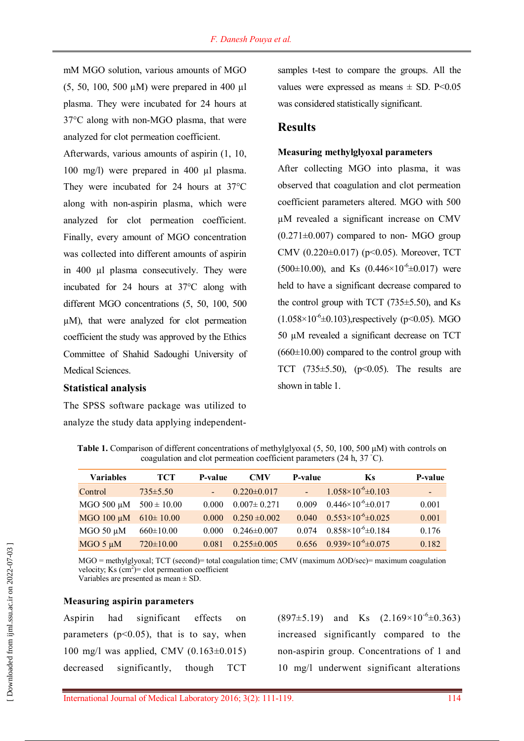mM MGO solution, various amounts of MGO (5, 50, 100, 500 µM) were prepared in 400 µl plasma. They were incubated for 24 hours at 37°C along with non-MGO plasma, that were analyzed for clot permeation coefficient.

Afterwards, various amounts of aspirin (1, 10, 100 mg/l) were prepared in 400 µl plasma. They were incubated for 24 hours at 37°C along with non-aspirin plasma, which were analyzed for clot permeation coefficient. Finally, every amount of MGO concentration was collected into different amounts of aspirin in 400 µl plasma consecutively. They were incubated for 24 hours at 37°C along with different MGO concentrations (5, 50, 100, 500 µM), that were analyzed for clot permeation coefficient the study was approved by the Ethics Committee of Shahid Sadoughi University of Medical Sciences.

### Statistical analysis

The SPSS software package was utilized to analyze the study data applying independent-samples t-test to compare the groups. All the values were expressed as means ± SD. P<0.05 was considered statistically significant.

## Results

### Measuring methylglyoxal parameters

After collecting MGO into plasma, it was observed that coagulation and clot permeation coefficient parameters altered. MGO with 500 µM revealed a significant increase on CMV (0.271±0.007) compared to non- MGO group CMV (0.220±0.017) ($p<0.05$). Moreover, TCT (500±10.00), and Ks ($0.446\times10^{-6}$±0.017) were held to have a significant decrease compared to the control group with TCT (735±5.50), and Ks ($1.058\times10^{-6}$±0.103),respectively ($p<0.05$). MGO 50 µM revealed a significant decrease on TCT (660±10.00) compared to the control group with TCT (735±5.50), ($p<0.05$). The results are shown in table 1.

**Table 1.** Comparison of different concentrations of methylglyoxal (5, 50, 100, 500 µM) with controls on coagulation and clot permeation coefficient parameters (24 h, 37 °C).

| Variables | TCT | P-value | CMV | P-value | Ks | P-value |
|---|---|---|---|---|---|---|
| Control | 735±5.50 | - | 0.220±0.017 | - | $1.058\times10^{-6}$±0.103 | - |
| MGO 500 µM | 500 ± 10.00 | 0.000 | 0.007± 0.271 | 0.009 | $0.446\times10^{-6}$±0.017 | 0.001 |
| MGO 100 µM | 610± 10.00 | 0.000 | 0.250 ±0.002 | 0.040 | $0.553\times10^{-6}$±0.025 | 0.001 |
| MGO 50 µM | 660±10.00 | 0.000 | 0.246±0.007 | 0.074 | $0.858\times10^{-6}$±0.184 | 0.176 |
| MGO 5 µM | 720±10.00 | 0.081 | 0.255±0.005 | 0.656 | $0.939\times10^{-6}$±0.075 | 0.182 |

MGO = methylglyoxal; TCT (second)= total coagulation time; CMV (maximum ΔOD/sec)= maximum coagulation velocity; Ks ($cm^2$)= clot permeation coefficient
Variables are presented as mean ± SD.

### Measuring aspirin parameters

Aspirin had significant effects on parameters ($p<0.05$), that is to say, when 100 mg/l was applied, CMV (0.163±0.015) decreased significantly, though TCT (897±5.19) and Ks ($2.169\times10^{-6}$±0.363) increased significantly compared to the non-aspirin group. Concentrations of 1 and 10 mg/l underwent significant alterations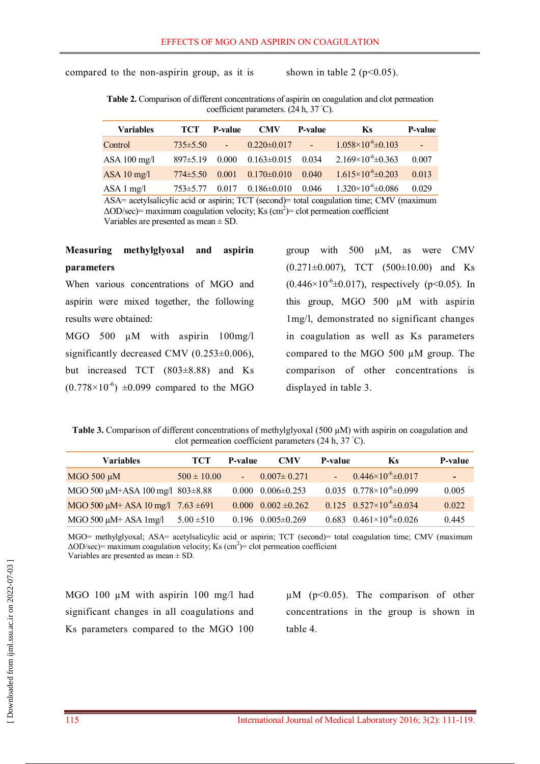compared to the non-aspirin group, as it is shown in table 2 ($p<0.05$).

**Table 2.** Comparison of different concentrations of aspirin on coagulation and clot permeation coefficient parameters. (24 h, 37 °C).

| Variables | TCT | P-value | CMV | P-value | Ks | P-value |
|---|---|---|---|---|---|---|
| Control | 735±5.50 | - | 0.220±0.017 | - | $1.058\times10^{-6}$±0.103 | - |
| ASA 100 mg/l | 897±5.19 | 0.000 | 0.163±0.015 | 0.034 | $2.169\times10^{-6}$±0.363 | 0.007 |
| ASA 10 mg/l | 774±5.50 | 0.001 | 0.170±0.010 | 0.040 | $1.615\times10^{-6}$±0.203 | 0.013 |
| ASA 1 mg/l | 753±5.77 | 0.017 | 0.186±0.010 | 0.046 | $1.320\times10^{-6}$±0.086 | 0.029 |

ASA= acetylsalicylic acid or aspirin; TCT (second)= total coagulation time; CMV (maximum ΔOD/sec)= maximum coagulation velocity; Ks ($cm^2$)= clot permeation coefficient
Variables are presented as mean ± SD.

**Measuring methylglyoxal and aspirin parameters**

When various concentrations of MGO and aspirin were mixed together, the following results were obtained:

MGO 500 µM with aspirin 100mg/l significantly decreased CMV (0.253±0.006), but increased TCT (803±8.88) and Ks ($0.778\times10^{-6}$) ±0.099 compared to the MGO group with 500 µM, as were CMV (0.271±0.007), TCT (500±10.00) and Ks ($0.446\times10^{-6}$±0.017), respectively ($p<0.05$). In this group, MGO 500 µM with aspirin 1mg/l, demonstrated no significant changes in coagulation as well as Ks parameters compared to the MGO 500 µM group. The comparison of other concentrations is displayed in table 3.

**Table 3.** Comparison of different concentrations of methylglyoxal (500 µM) with aspirin on coagulation and clot permeation coefficient parameters (24 h, 37 °C).

| Variables | TCT | P-value | CMV | P-value | Ks | P-value |
|---|---|---|---|---|---|---|
| MGO 500 µM | 500 ± 10.00 | - | 0.007± 0.271 | - | $0.446\times10^{-6}$±0.017 | - |
| MGO 500 µM+ASA 100 mg/l | 803±8.88 | 0.000 | 0.006±0.253 | 0.035 | $0.778\times10^{-6}$±0.099 | 0.005 |
| MGO 500 µM+ ASA 10 mg/l | 7.63 ±691 | 0.000 | 0.002 ±0.262 | 0.125 | $0.527\times10^{-6}$±0.034 | 0.022 |
| MGO 500 µM+ ASA 1mg/l | 5.00 ±510 | 0.196 | 0.005±0.269 | 0.683 | $0.461\times10^{-6}$±0.026 | 0.445 |

MGO= methylglyoxal; ASA= acetylsalicylic acid or aspirin; TCT (second)= total coagulation time; CMV (maximum ΔOD/sec)= maximum coagulation velocity; Ks ($cm^2$)= clot permeation coefficient
Variables are presented as mean ± SD.

MGO 100 µM with aspirin 100 mg/l had significant changes in all coagulations and Ks parameters compared to the MGO 100 µM ($p<0.05$). The comparison of other concentrations in the group is shown in table 4.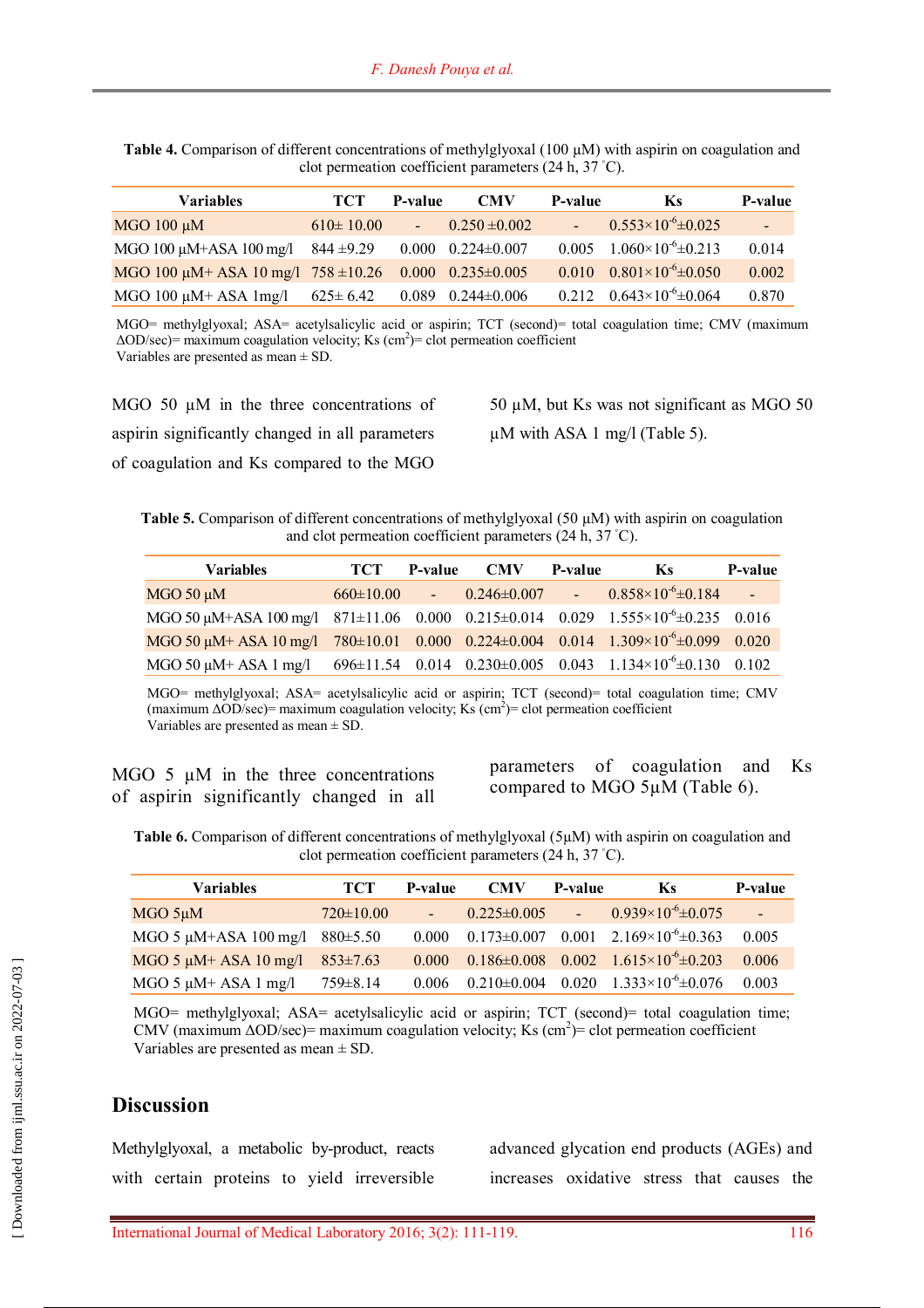**Table 4.** Comparison of different concentrations of methylglyoxal (100 μM) with aspirin on coagulation and clot permeation coefficient parameters (24 h, 37 ˚C).

| Variables | TCT | P-value | CMV | P-value | Ks | P-value |
|---|---|---|---|---|---|---|
| MGO 100 μM | 610± 10.00 | - | 0.250 ±0.002 | - | $0.553×10^{-6}$±0.025 | - |
| MGO 100 μM+ASA 100 mg/l | 844 ±9.29 | 0.000 | 0.224±0.007 | 0.005 | $1.060×10^{-6}$±0.213 | 0.014 |
| MGO 100 μM+ ASA 10 mg/l | 758 ±10.26 | 0.000 | 0.235±0.005 | 0.010 | $0.801×10^{-6}$±0.050 | 0.002 |
| MGO 100 μM+ ASA 1mg/l | 625± 6.42 | 0.089 | 0.244±0.006 | 0.212 | $0.643×10^{-6}$±0.064 | 0.870 |

MGO= methylglyoxal; ASA= acetylsalicylic acid or aspirin; TCT (second)= total coagulation time; CMV (maximum ΔOD/sec)= maximum coagulation velocity; Ks ($cm^2$)= clot permeation coefficient
Variables are presented as mean ± SD.

MGO 50 μM in the three concentrations of aspirin significantly changed in all parameters of coagulation and Ks compared to the MGO 50 μM, but Ks was not significant as MGO 50 μM with ASA 1 mg/l (Table 5).

**Table 5.** Comparison of different concentrations of methylglyoxal (50 μM) with aspirin on coagulation and clot permeation coefficient parameters (24 h, 37 ˚C).

| Variables | TCT | P-value | CMV | P-value | Ks | P-value |
|---|---|---|---|---|---|---|
| MGO 50 μM | 660±10.00 | - | 0.246±0.007 | - | $0.858×10^{-6}$±0.184 | - |
| MGO 50 μM+ASA 100 mg/l | 871±11.06 | 0.000 | 0.215±0.014 | 0.029 | $1.555×10^{-6}$±0.235 | 0.016 |
| MGO 50 μM+ ASA 10 mg/l | 780±10.01 | 0.000 | 0.224±0.004 | 0.014 | $1.309×10^{-6}$±0.099 | 0.020 |
| MGO 50 μM+ ASA 1 mg/l | 696±11.54 | 0.014 | 0.230±0.005 | 0.043 | $1.134×10^{-6}$±0.130 | 0.102 |

MGO= methylglyoxal; ASA= acetylsalicylic acid or aspirin; TCT (second)= total coagulation time; CMV (maximum ΔOD/sec)= maximum coagulation velocity; Ks ($cm^2$)= clot permeation coefficient
Variables are presented as mean ± SD.

MGO 5 μM in the three concentrations of aspirin significantly changed in all parameters of coagulation and Ks compared to MGO 5μM (Table 6).

**Table 6.** Comparison of different concentrations of methylglyoxal (5μM) with aspirin on coagulation and clot permeation coefficient parameters (24 h, 37 ˚C).

| Variables | TCT | P-value | CMV | P-value | Ks | P-value |
|---|---|---|---|---|---|---|
| MGO 5μM | 720±10.00 | - | 0.225±0.005 | - | $0.939×10^{-6}$±0.075 | - |
| MGO 5 μM+ASA 100 mg/l | 880±5.50 | 0.000 | 0.173±0.007 | 0.001 | $2.169×10^{-6}$±0.363 | 0.005 |
| MGO 5 μM+ ASA 10 mg/l | 853±7.63 | 0.000 | 0.186±0.008 | 0.002 | $1.615×10^{-6}$±0.203 | 0.006 |
| MGO 5 μM+ ASA 1 mg/l | 759±8.14 | 0.006 | 0.210±0.004 | 0.020 | $1.333×10^{-6}$±0.076 | 0.003 |

MGO= methylglyoxal; ASA= acetylsalicylic acid or aspirin; TCT (second)= total coagulation time; CMV (maximum ΔOD/sec)= maximum coagulation velocity; Ks ($cm^2$)= clot permeation coefficient
Variables are presented as mean ± SD.

## Discussion

Methylglyoxal, a metabolic by-product, reacts with certain proteins to yield irreversible advanced glycation end products (AGEs) and increases oxidative stress that causes the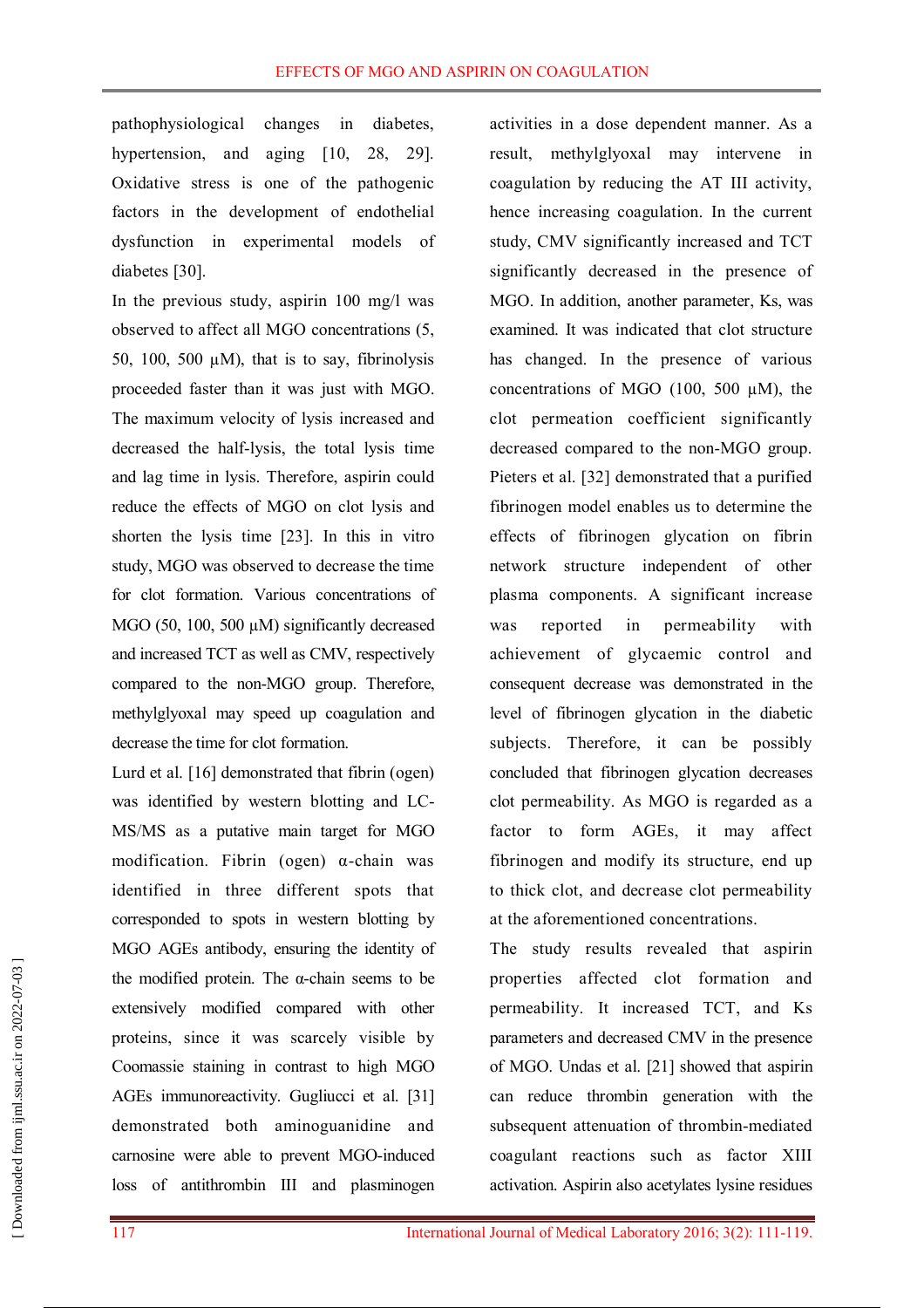pathophysiological changes in diabetes, hypertension, and aging [10, 28, 29]. Oxidative stress is one of the pathogenic factors in the development of endothelial dysfunction in experimental models of diabetes [30].

In the previous study, aspirin 100 mg/l was observed to affect all MGO concentrations (5, 50, 100, 500 µM), that is to say, fibrinolysis proceeded faster than it was just with MGO. The maximum velocity of lysis increased and decreased the half-lysis, the total lysis time and lag time in lysis. Therefore, aspirin could reduce the effects of MGO on clot lysis and shorten the lysis time [23]. In this in vitro study, MGO was observed to decrease the time for clot formation. Various concentrations of MGO (50, 100, 500 µM) significantly decreased and increased TCT as well as CMV, respectively compared to the non-MGO group. Therefore, methylglyoxal may speed up coagulation and decrease the time for clot formation.

Lurd et al. [16] demonstrated that fibrin (ogen) was identified by western blotting and LC-MS/MS as a putative main target for MGO modification. Fibrin (ogen) α-chain was identified in three different spots that corresponded to spots in western blotting by MGO AGEs antibody, ensuring the identity of the modified protein. The α-chain seems to be extensively modified compared with other proteins, since it was scarcely visible by Coomassie staining in contrast to high MGO AGEs immunoreactivity. Gugliucci et al. [31] demonstrated both aminoguanidine and carnosine were able to prevent MGO-induced loss of antithrombin III and plasminogen activities in a dose dependent manner. As a result, methylglyoxal may intervene in coagulation by reducing the AT III activity, hence increasing coagulation. In the current study, CMV significantly increased and TCT significantly decreased in the presence of MGO. In addition, another parameter, Ks, was examined. It was indicated that clot structure has changed. In the presence of various concentrations of MGO (100, 500 µM), the clot permeation coefficient significantly decreased compared to the non-MGO group. Pieters et al. [32] demonstrated that a purified fibrinogen model enables us to determine the effects of fibrinogen glycation on fibrin network structure independent of other plasma components. A significant increase was reported in permeability with achievement of glycaemic control and consequent decrease was demonstrated in the level of fibrinogen glycation in the diabetic subjects. Therefore, it can be possibly concluded that fibrinogen glycation decreases clot permeability. As MGO is regarded as a factor to form AGEs, it may affect fibrinogen and modify its structure, end up to thick clot, and decrease clot permeability at the aforementioned concentrations.

The study results revealed that aspirin properties affected clot formation and permeability. It increased TCT, and Ks parameters and decreased CMV in the presence of MGO. Undas et al. [21] showed that aspirin can reduce thrombin generation with the subsequent attenuation of thrombin-mediated coagulant reactions such as factor XIII activation. Aspirin also acetylates lysine residues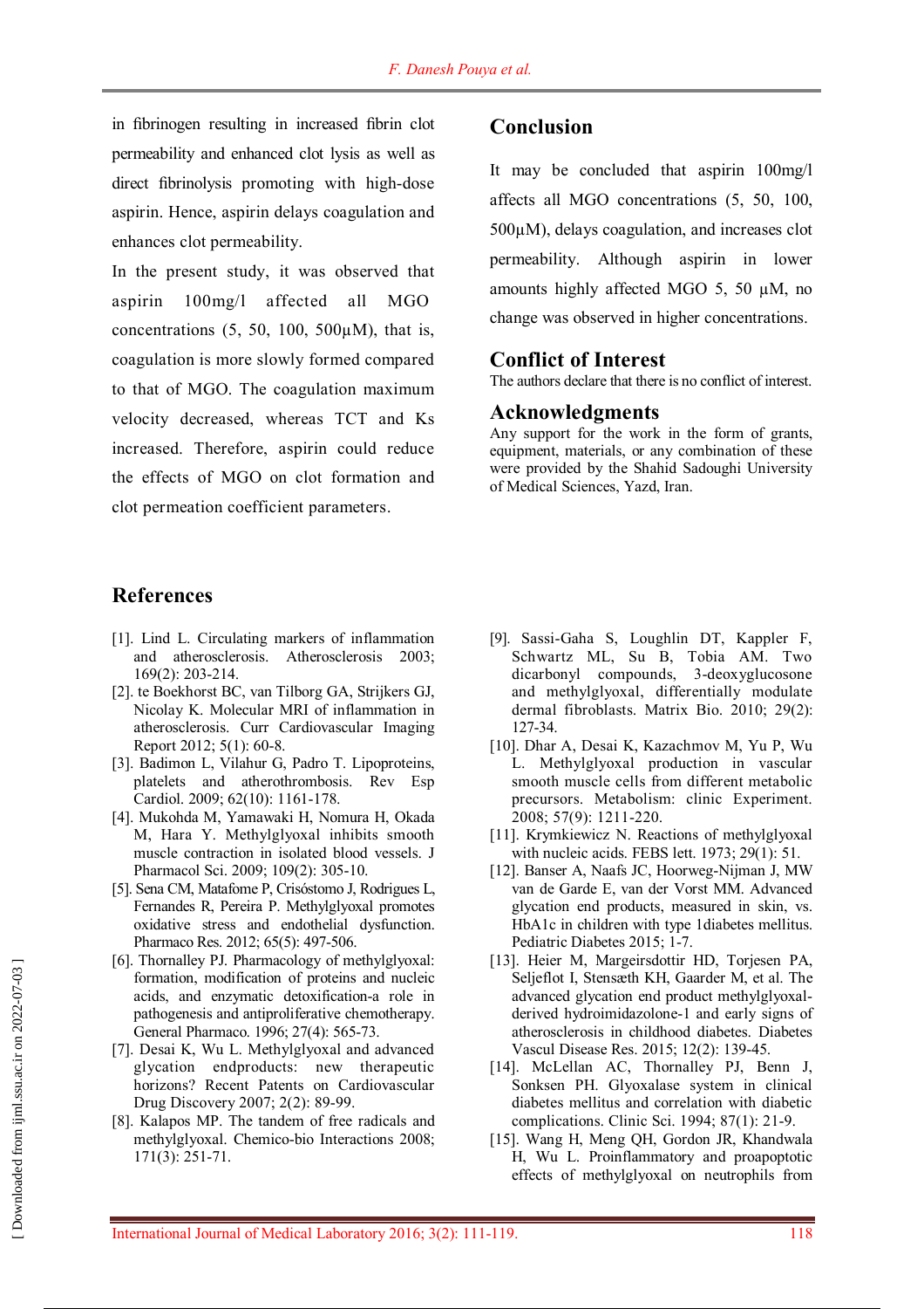in fibrinogen resulting in increased fibrin clot permeability and enhanced clot lysis as well as direct fibrinolysis promoting with high-dose aspirin. Hence, aspirin delays coagulation and enhances clot permeability.

In the present study, it was observed that aspirin 100mg/l affected all MGO concentrations (5, 50, 100, 500µM), that is, coagulation is more slowly formed compared to that of MGO. The coagulation maximum velocity decreased, whereas TCT and Ks increased. Therefore, aspirin could reduce the effects of MGO on clot formation and clot permeation coefficient parameters.

## Conclusion

It may be concluded that aspirin 100mg/l affects all MGO concentrations (5, 50, 100, 500µM), delays coagulation, and increases clot permeability. Although aspirin in lower amounts highly affected MGO 5, 50 µM, no change was observed in higher concentrations.

## Conflict of Interest

The authors declare that there is no conflict of interest.

## Acknowledgments

Any support for the work in the form of grants, equipment, materials, or any combination of these were provided by the Shahid Sadoughi University of Medical Sciences, Yazd, Iran.

## References

[1]. Lind L. Circulating markers of inflammation and atherosclerosis. Atherosclerosis 2003; 169(2): 203-214.

[2]. te Boekhorst BC, van Tilborg GA, Strijkers GJ, Nicolay K. Molecular MRI of inflammation in atherosclerosis. Curr Cardiovascular Imaging Report 2012; 5(1): 60-8.

[3]. Badimon L, Vilahur G, Padro T. Lipoproteins, platelets and atherothrombosis. Rev Esp Cardiol. 2009; 62(10): 1161-178.

[4]. Mukohda M, Yamawaki H, Nomura H, Okada M, Hara Y. Methylglyoxal inhibits smooth muscle contraction in isolated blood vessels. J Pharmacol Sci. 2009; 109(2): 305-10.

[5]. Sena CM, Matafome P, Crisóstomo J, Rodrigues L, Fernandes R, Pereira P. Methylglyoxal promotes oxidative stress and endothelial dysfunction. Pharmaco Res. 2012; 65(5): 497-506.

[6]. Thornalley PJ. Pharmacology of methylglyoxal: formation, modification of proteins and nucleic acids, and enzymatic detoxification-a role in pathogenesis and antiproliferative chemotherapy. General Pharmaco. 1996; 27(4): 565-73.

[7]. Desai K, Wu L. Methylglyoxal and advanced glycation endproducts: new therapeutic horizons? Recent Patents on Cardiovascular Drug Discovery 2007; 2(2): 89-99.

[8]. Kalapos MP. The tandem of free radicals and methylglyoxal. Chemico-bio Interactions 2008; 171(3): 251-71.

[9]. Sassi-Gaha S, Loughlin DT, Kappler F, Schwartz ML, Su B, Tobia AM. Two dicarbonyl compounds, 3-deoxyglucosone and methylglyoxal, differentially modulate dermal fibroblasts. Matrix Bio. 2010; 29(2): 127-34.

[10]. Dhar A, Desai K, Kazachmov M, Yu P, Wu L. Methylglyoxal production in vascular smooth muscle cells from different metabolic precursors. Metabolism: clinic Experiment. 2008; 57(9): 1211-220.

[11]. Krymkiewicz N. Reactions of methylglyoxal with nucleic acids. FEBS lett. 1973; 29(1): 51.

[12]. Banser A, Naafs JC, Hoorweg-Nijman J, MW van de Garde E, van der Vorst MM. Advanced glycation end products, measured in skin, vs. HbA1c in children with type 1diabetes mellitus. Pediatric Diabetes 2015; 1-7.

[13]. Heier M, Margeirsdottir HD, Torjesen PA, Seljeflot I, Stensæth KH, Gaarder M, et al. The advanced glycation end product methylglyoxal-derived hydroimidazolone-1 and early signs of atherosclerosis in childhood diabetes. Diabetes Vascul Disease Res. 2015; 12(2): 139-45.

[14]. McLellan AC, Thornalley PJ, Benn J, Sonksen PH. Glyoxalase system in clinical diabetes mellitus and correlation with diabetic complications. Clinic Sci. 1994; 87(1): 21-9.

[15]. Wang H, Meng QH, Gordon JR, Khandwala H, Wu L. Proinflammatory and proapoptotic effects of methylglyoxal on neutrophils from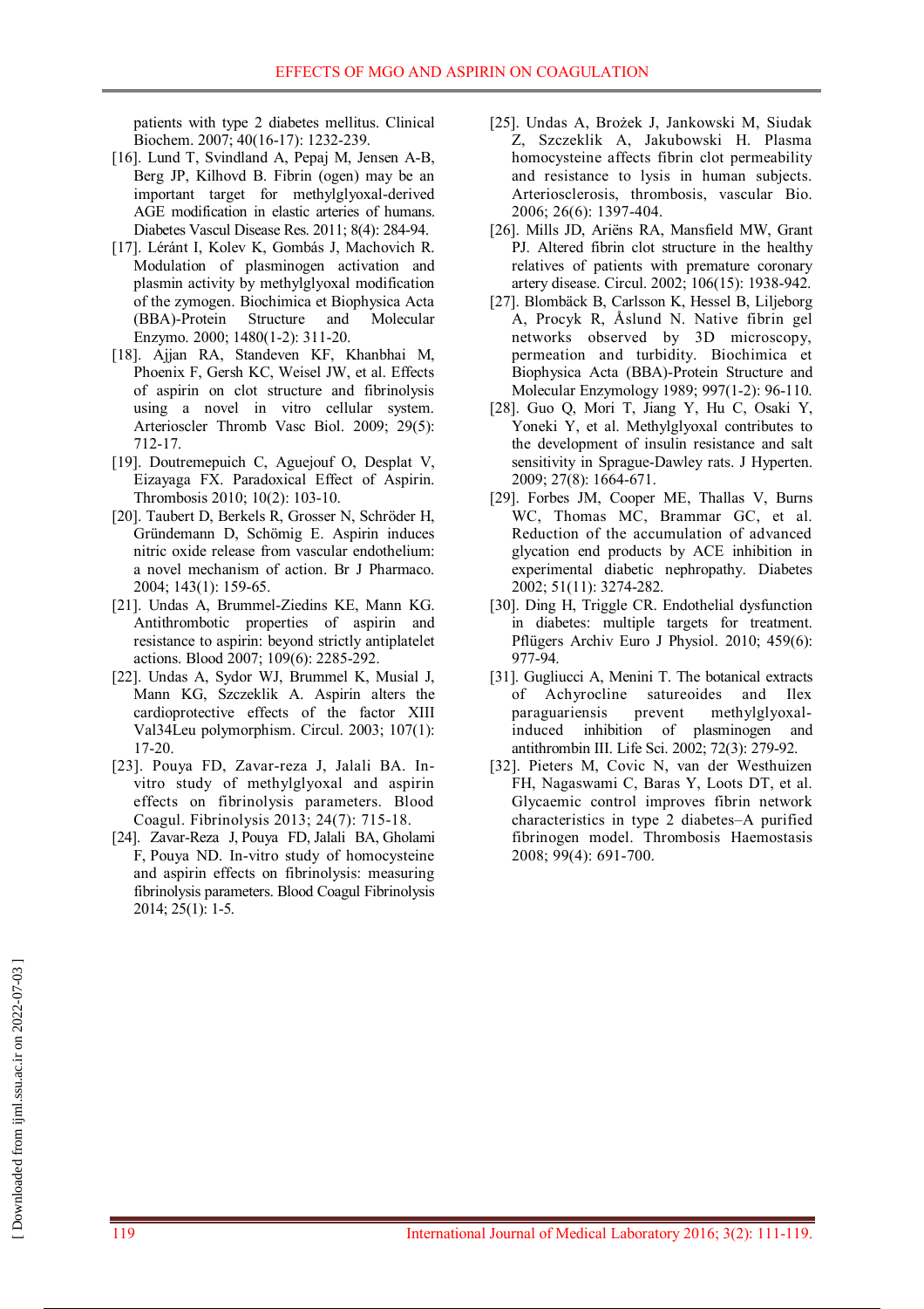patients with type 2 diabetes mellitus. Clinical Biochem. 2007; 40(16-17): 1232-239.

[16]. Lund T, Svindland A, Pepaj M, Jensen A-B, Berg JP, Kilhovd B. Fibrin (ogen) may be an important target for methylglyoxal-derived AGE modification in elastic arteries of humans. Diabetes Vascul Disease Res. 2011; 8(4): 284-94.

[17]. Léránt I, Kolev K, Gombás J, Machovich R. Modulation of plasminogen activation and plasmin activity by methylglyoxal modification of the zymogen. Biochimica et Biophysica Acta (BBA)-Protein Structure and Molecular Enzymo. 2000; 1480(1-2): 311-20.

[18]. Ajjan RA, Standeven KF, Khanbhai M, Phoenix F, Gersh KC, Weisel JW, et al. Effects of aspirin on clot structure and fibrinolysis using a novel in vitro cellular system. Arterioscler Thromb Vasc Biol. 2009; 29(5): 712-17.

[19]. Doutremepuich C, Aguejouf O, Desplat V, Eizayaga FX. Paradoxical Effect of Aspirin. Thrombosis 2010; 10(2): 103-10.

[20]. Taubert D, Berkels R, Grosser N, Schröder H, Gründemann D, Schömig E. Aspirin induces nitric oxide release from vascular endothelium: a novel mechanism of action. Br J Pharmaco. 2004; 143(1): 159-65.

[21]. Undas A, Brummel-Ziedins KE, Mann KG. Antithrombotic properties of aspirin and resistance to aspirin: beyond strictly antiplatelet actions. Blood 2007; 109(6): 2285-292.

[22]. Undas A, Sydor WJ, Brummel K, Musial J, Mann KG, Szczeklik A. Aspirin alters the cardioprotective effects of the factor XIII Val34Leu polymorphism. Circul. 2003; 107(1): 17-20.

[23]. Pouya FD, Zavar-reza J, Jalali BA. In-vitro study of methylglyoxal and aspirin effects on fibrinolysis parameters. Blood Coagul. Fibrinolysis 2013; 24(7): 715-18.

[24]. Zavar-Reza J, Pouya FD, Jalali BA, Gholami F, Pouya ND. In-vitro study of homocysteine and aspirin effects on fibrinolysis: measuring fibrinolysis parameters. Blood Coagul Fibrinolysis 2014; 25(1): 1-5.

[25]. Undas A, Brożek J, Jankowski M, Siudak Z, Szczeklik A, Jakubowski H. Plasma homocysteine affects fibrin clot permeability and resistance to lysis in human subjects. Arteriosclerosis, thrombosis, vascular Bio. 2006; 26(6): 1397-404.

[26]. Mills JD, Ariëns RA, Mansfield MW, Grant PJ. Altered fibrin clot structure in the healthy relatives of patients with premature coronary artery disease. Circul. 2002; 106(15): 1938-942.

[27]. Blombäck B, Carlsson K, Hessel B, Liljeborg A, Procyk R, Åslund N. Native fibrin gel networks observed by 3D microscopy, permeation and turbidity. Biochimica et Biophysica Acta (BBA)-Protein Structure and Molecular Enzymology 1989; 997(1-2): 96-110.

[28]. Guo Q, Mori T, Jiang Y, Hu C, Osaki Y, Yoneki Y, et al. Methylglyoxal contributes to the development of insulin resistance and salt sensitivity in Sprague-Dawley rats. J Hyperten. 2009; 27(8): 1664-671.

[29]. Forbes JM, Cooper ME, Thallas V, Burns WC, Thomas MC, Brammar GC, et al. Reduction of the accumulation of advanced glycation end products by ACE inhibition in experimental diabetic nephropathy. Diabetes 2002; 51(11): 3274-282.

[30]. Ding H, Triggle CR. Endothelial dysfunction in diabetes: multiple targets for treatment. Pflügers Archiv Euro J Physiol. 2010; 459(6): 977-94.

[31]. Gugliucci A, Menini T. The botanical extracts of Achyrocline satureoides and Ilex paraguariensis prevent methylglyoxal-induced inhibition of plasminogen and antithrombin III. Life Sci. 2002; 72(3): 279-92.

[32]. Pieters M, Covic N, van der Westhuizen FH, Nagaswami C, Baras Y, Loots DT, et al. Glycaemic control improves fibrin network characteristics in type 2 diabetes–A purified fibrinogen model. Thrombosis Haemostasis 2008; 99(4): 691-700.